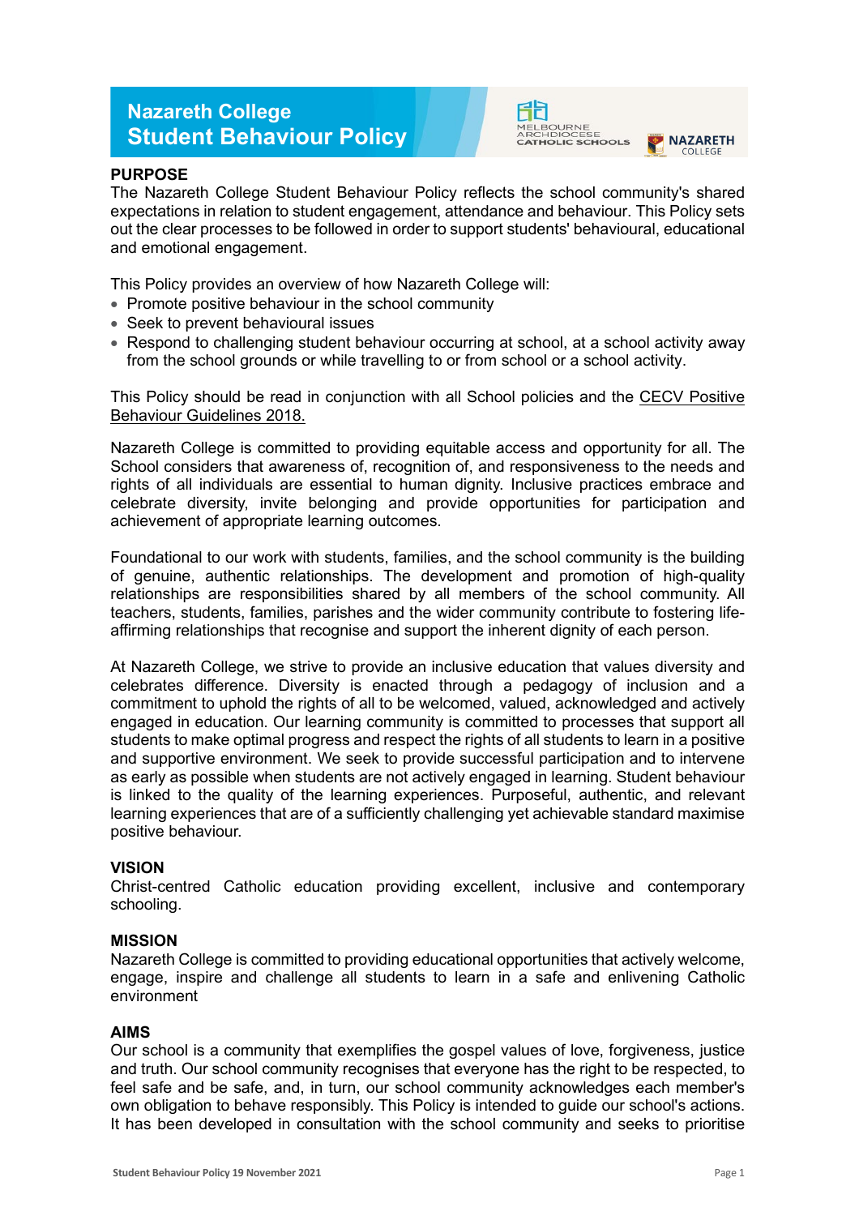# Nazareth College Student Behaviour Policy

MELBOURNE ARCHDIOCESE CATHOLIC SCHOOLS

NAZARETH COLLEGE

## PURPOSE

The Nazareth College Student Behaviour Policy reflects the school community's shared expectations in relation to student engagement, attendance and behaviour. This Policy sets out the clear processes to be followed in order to support students' behavioural, educational and emotional engagement.

This Policy provides an overview of how Nazareth College will:

- Promote positive behaviour in the school community
- Seek to prevent behavioural issues
- Respond to challenging student behaviour occurring at school, at a school activity away from the school grounds or while travelling to or from school or a school activity.

This Policy should be read in conjunction with all School policies and the CECV Positive Behaviour Guidelines 2018.

Nazareth College is committed to providing equitable access and opportunity for all. The School considers that awareness of, recognition of, and responsiveness to the needs and rights of all individuals are essential to human dignity. Inclusive practices embrace and celebrate diversity, invite belonging and provide opportunities for participation and achievement of appropriate learning outcomes.

Foundational to our work with students, families, and the school community is the building of genuine, authentic relationships. The development and promotion of high-quality relationships are responsibilities shared by all members of the school community. All teachers, students, families, parishes and the wider community contribute to fostering life-affirming relationships that recognise and support the inherent dignity of each person.

At Nazareth College, we strive to provide an inclusive education that values diversity and celebrates difference. Diversity is enacted through a pedagogy of inclusion and a commitment to uphold the rights of all to be welcomed, valued, acknowledged and actively engaged in education. Our learning community is committed to processes that support all students to make optimal progress and respect the rights of all students to learn in a positive and supportive environment. We seek to provide successful participation and to intervene as early as possible when students are not actively engaged in learning. Student behaviour is linked to the quality of the learning experiences. Purposeful, authentic, and relevant learning experiences that are of a sufficiently challenging yet achievable standard maximise positive behaviour.

## VISION

Christ-centred Catholic education providing excellent, inclusive and contemporary schooling.

## MISSION

Nazareth College is committed to providing educational opportunities that actively welcome, engage, inspire and challenge all students to learn in a safe and enlivening Catholic environment

## AIMS

Our school is a community that exemplifies the gospel values of love, forgiveness, justice and truth. Our school community recognises that everyone has the right to be respected, to feel safe and be safe, and, in turn, our school community acknowledges each member's own obligation to behave responsibly. This Policy is intended to guide our school's actions. It has been developed in consultation with the school community and seeks to prioritise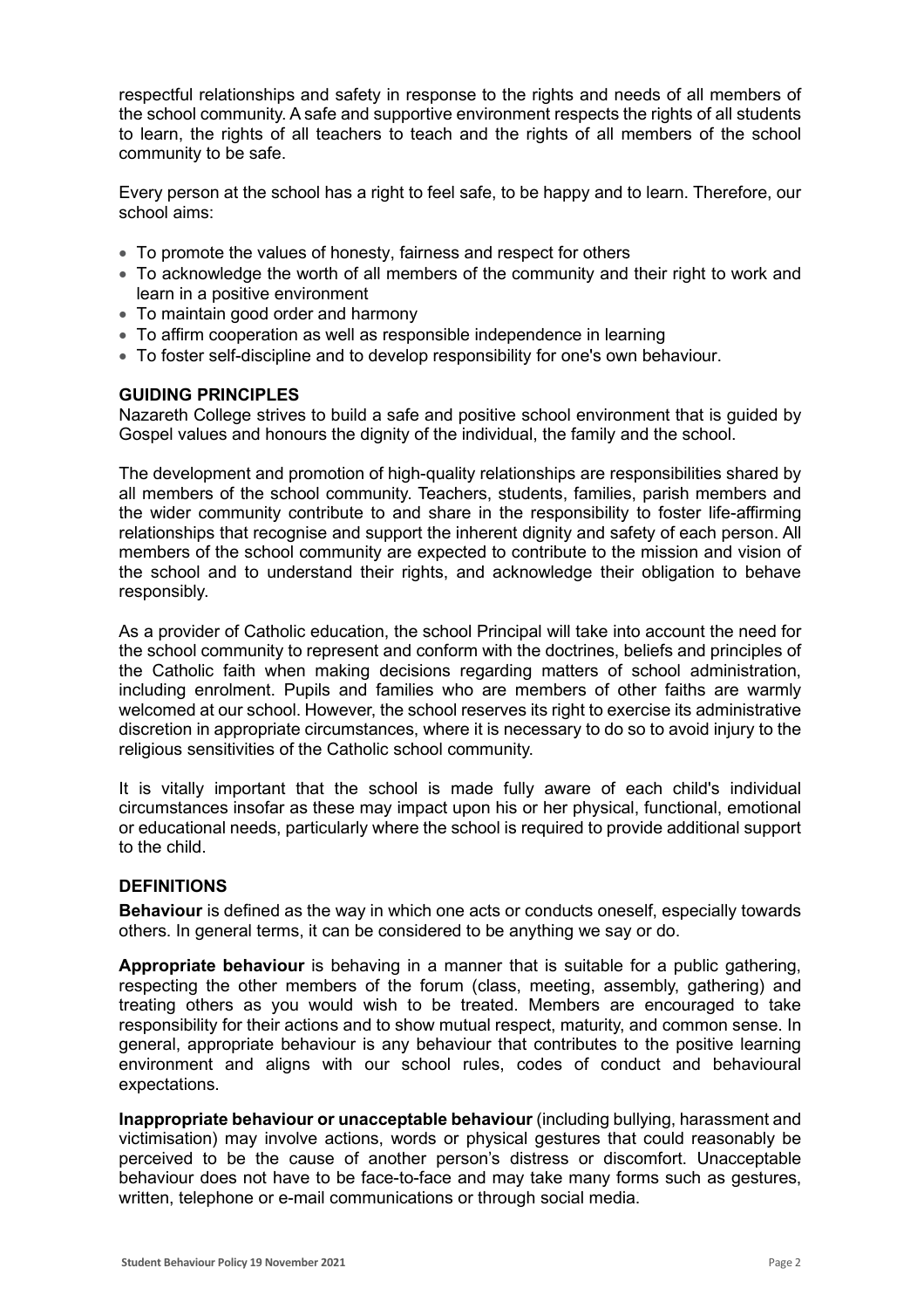respectful relationships and safety in response to the rights and needs of all members of the school community. A safe and supportive environment respects the rights of all students to learn, the rights of all teachers to teach and the rights of all members of the school community to be safe.

Every person at the school has a right to feel safe, to be happy and to learn. Therefore, our school aims:

- To promote the values of honesty, fairness and respect for others
- To acknowledge the worth of all members of the community and their right to work and learn in a positive environment
- To maintain good order and harmony
- To affirm cooperation as well as responsible independence in learning
- To foster self-discipline and to develop responsibility for one's own behaviour.

## GUIDING PRINCIPLES

Nazareth College strives to build a safe and positive school environment that is guided by Gospel values and honours the dignity of the individual, the family and the school.

The development and promotion of high-quality relationships are responsibilities shared by all members of the school community. Teachers, students, families, parish members and the wider community contribute to and share in the responsibility to foster life-affirming relationships that recognise and support the inherent dignity and safety of each person. All members of the school community are expected to contribute to the mission and vision of the school and to understand their rights, and acknowledge their obligation to behave responsibly.

As a provider of Catholic education, the school Principal will take into account the need for the school community to represent and conform with the doctrines, beliefs and principles of the Catholic faith when making decisions regarding matters of school administration, including enrolment. Pupils and families who are members of other faiths are warmly welcomed at our school. However, the school reserves its right to exercise its administrative discretion in appropriate circumstances, where it is necessary to do so to avoid injury to the religious sensitivities of the Catholic school community.

It is vitally important that the school is made fully aware of each child's individual circumstances insofar as these may impact upon his or her physical, functional, emotional or educational needs, particularly where the school is required to provide additional support to the child.

## DEFINITIONS

**Behaviour** is defined as the way in which one acts or conducts oneself, especially towards others. In general terms, it can be considered to be anything we say or do.

**Appropriate behaviour** is behaving in a manner that is suitable for a public gathering, respecting the other members of the forum (class, meeting, assembly, gathering) and treating others as you would wish to be treated. Members are encouraged to take responsibility for their actions and to show mutual respect, maturity, and common sense. In general, appropriate behaviour is any behaviour that contributes to the positive learning environment and aligns with our school rules, codes of conduct and behavioural expectations.

**Inappropriate behaviour or unacceptable behaviour** (including bullying, harassment and victimisation) may involve actions, words or physical gestures that could reasonably be perceived to be the cause of another person's distress or discomfort. Unacceptable behaviour does not have to be face-to-face and may take many forms such as gestures, written, telephone or e-mail communications or through social media.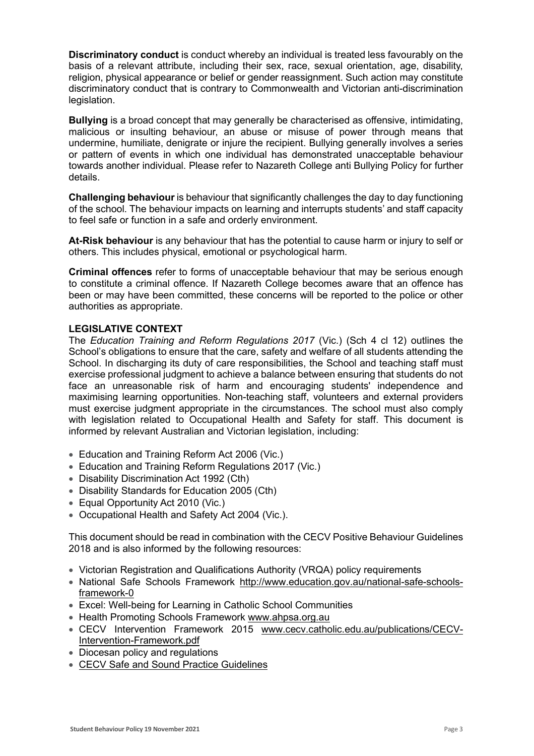**Discriminatory conduct** is conduct whereby an individual is treated less favourably on the basis of a relevant attribute, including their sex, race, sexual orientation, age, disability, religion, physical appearance or belief or gender reassignment. Such action may constitute discriminatory conduct that is contrary to Commonwealth and Victorian anti-discrimination legislation.

**Bullying** is a broad concept that may generally be characterised as offensive, intimidating, malicious or insulting behaviour, an abuse or misuse of power through means that undermine, humiliate, denigrate or injure the recipient. Bullying generally involves a series or pattern of events in which one individual has demonstrated unacceptable behaviour towards another individual. Please refer to Nazareth College anti Bullying Policy for further details.

**Challenging behaviour** is behaviour that significantly challenges the day to day functioning of the school. The behaviour impacts on learning and interrupts students' and staff capacity to feel safe or function in a safe and orderly environment.

**At-Risk behaviour** is any behaviour that has the potential to cause harm or injury to self or others. This includes physical, emotional or psychological harm.

**Criminal offences** refer to forms of unacceptable behaviour that may be serious enough to constitute a criminal offence. If Nazareth College becomes aware that an offence has been or may have been committed, these concerns will be reported to the police or other authorities as appropriate.

## LEGISLATIVE CONTEXT

The *Education Training and Reform Regulations 2017* (Vic.) (Sch 4 cl 12) outlines the School's obligations to ensure that the care, safety and welfare of all students attending the School. In discharging its duty of care responsibilities, the School and teaching staff must exercise professional judgment to achieve a balance between ensuring that students do not face an unreasonable risk of harm and encouraging students' independence and maximising learning opportunities. Non-teaching staff, volunteers and external providers must exercise judgment appropriate in the circumstances. The school must also comply with legislation related to Occupational Health and Safety for staff. This document is informed by relevant Australian and Victorian legislation, including:

- Education and Training Reform Act 2006 (Vic.)
- Education and Training Reform Regulations 2017 (Vic.)
- Disability Discrimination Act 1992 (Cth)
- Disability Standards for Education 2005 (Cth)
- Equal Opportunity Act 2010 (Vic.)
- Occupational Health and Safety Act 2004 (Vic.).

This document should be read in combination with the CECV Positive Behaviour Guidelines 2018 and is also informed by the following resources:

- Victorian Registration and Qualifications Authority (VRQA) policy requirements
- National Safe Schools Framework http://www.education.gov.au/national-safe-schools-framework-0
- Excel: Well-being for Learning in Catholic School Communities
- Health Promoting Schools Framework www.ahpsa.org.au
- CECV Intervention Framework 2015 www.cecv.catholic.edu.au/publications/CECV-Intervention-Framework.pdf
- Diocesan policy and regulations
- CECV Safe and Sound Practice Guidelines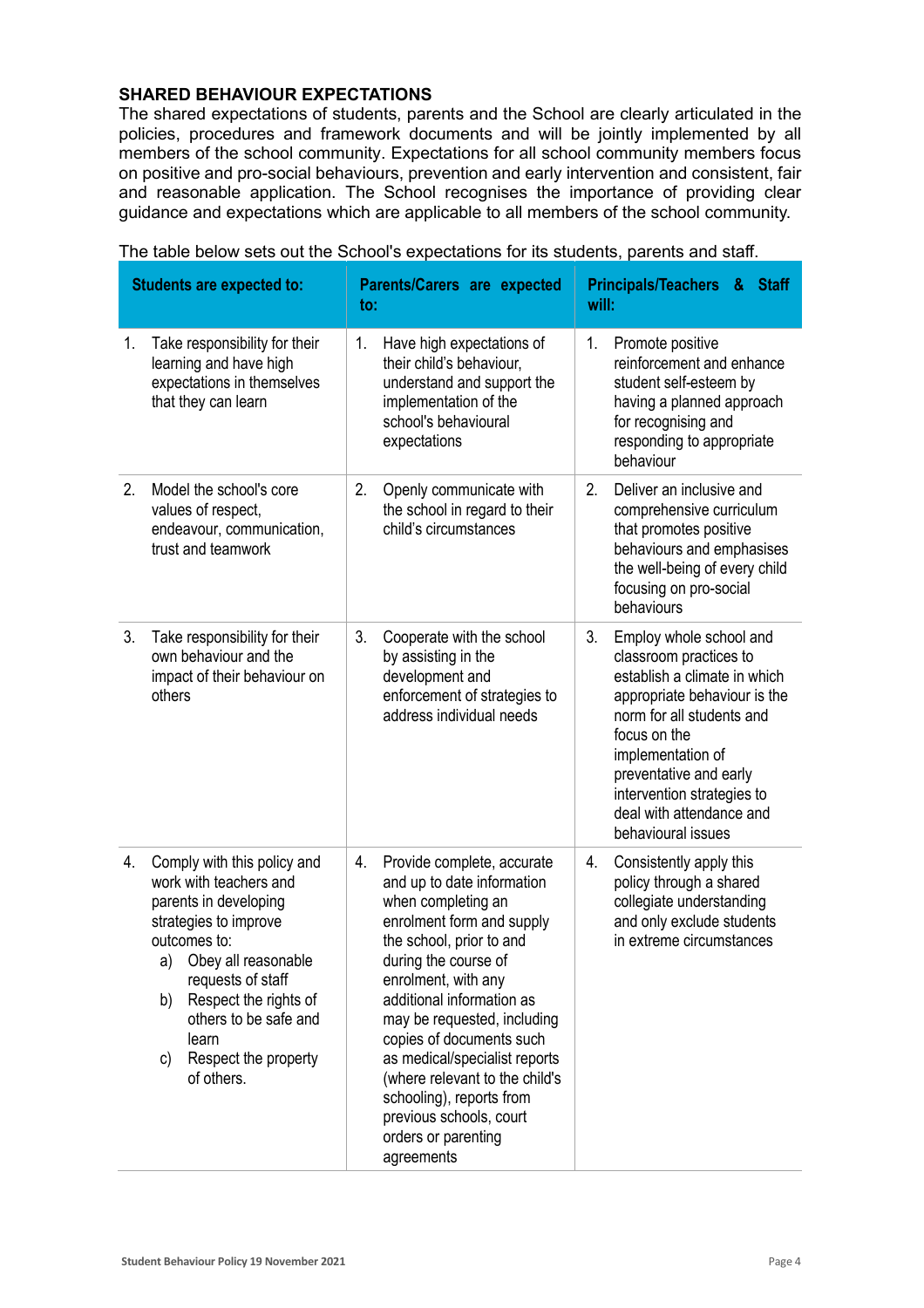## SHARED BEHAVIOUR EXPECTATIONS

The shared expectations of students, parents and the School are clearly articulated in the policies, procedures and framework documents and will be jointly implemented by all members of the school community. Expectations for all school community members focus on positive and pro-social behaviours, prevention and early intervention and consistent, fair and reasonable application. The School recognises the importance of providing clear guidance and expectations which are applicable to all members of the school community.

The table below sets out the School's expectations for its students, parents and staff.

| Students are expected to: | Parents/Carers are expected to: | Principals/Teachers & Staff will: |
|---|---|---|
| 1. Take responsibility for their learning and have high expectations in themselves that they can learn | 1. Have high expectations of their child's behaviour, understand and support the implementation of the school's behavioural expectations | 1. Promote positive reinforcement and enhance student self-esteem by having a planned approach for recognising and responding to appropriate behaviour |
| 2. Model the school's core values of respect, endeavour, communication, trust and teamwork | 2. Openly communicate with the school in regard to their child's circumstances | 2. Deliver an inclusive and comprehensive curriculum that promotes positive behaviours and emphasises the well-being of every child focusing on pro-social behaviours |
| 3. Take responsibility for their own behaviour and the impact of their behaviour on others | 3. Cooperate with the school by assisting in the development and enforcement of strategies to address individual needs | 3. Employ whole school and classroom practices to establish a climate in which appropriate behaviour is the norm for all students and focus on the implementation of preventative and early intervention strategies to deal with attendance and behavioural issues |
| 4. Comply with this policy and work with teachers and parents in developing strategies to improve outcomes to: a) Obey all reasonable requests of staff b) Respect the rights of others to be safe and learn c) Respect the property of others. | 4. Provide complete, accurate and up to date information when completing an enrolment form and supply the school, prior to and during the course of enrolment, with any additional information as may be requested, including copies of documents such as medical/specialist reports (where relevant to the child's schooling), reports from previous schools, court orders or parenting agreements | 4. Consistently apply this policy through a shared collegiate understanding and only exclude students in extreme circumstances |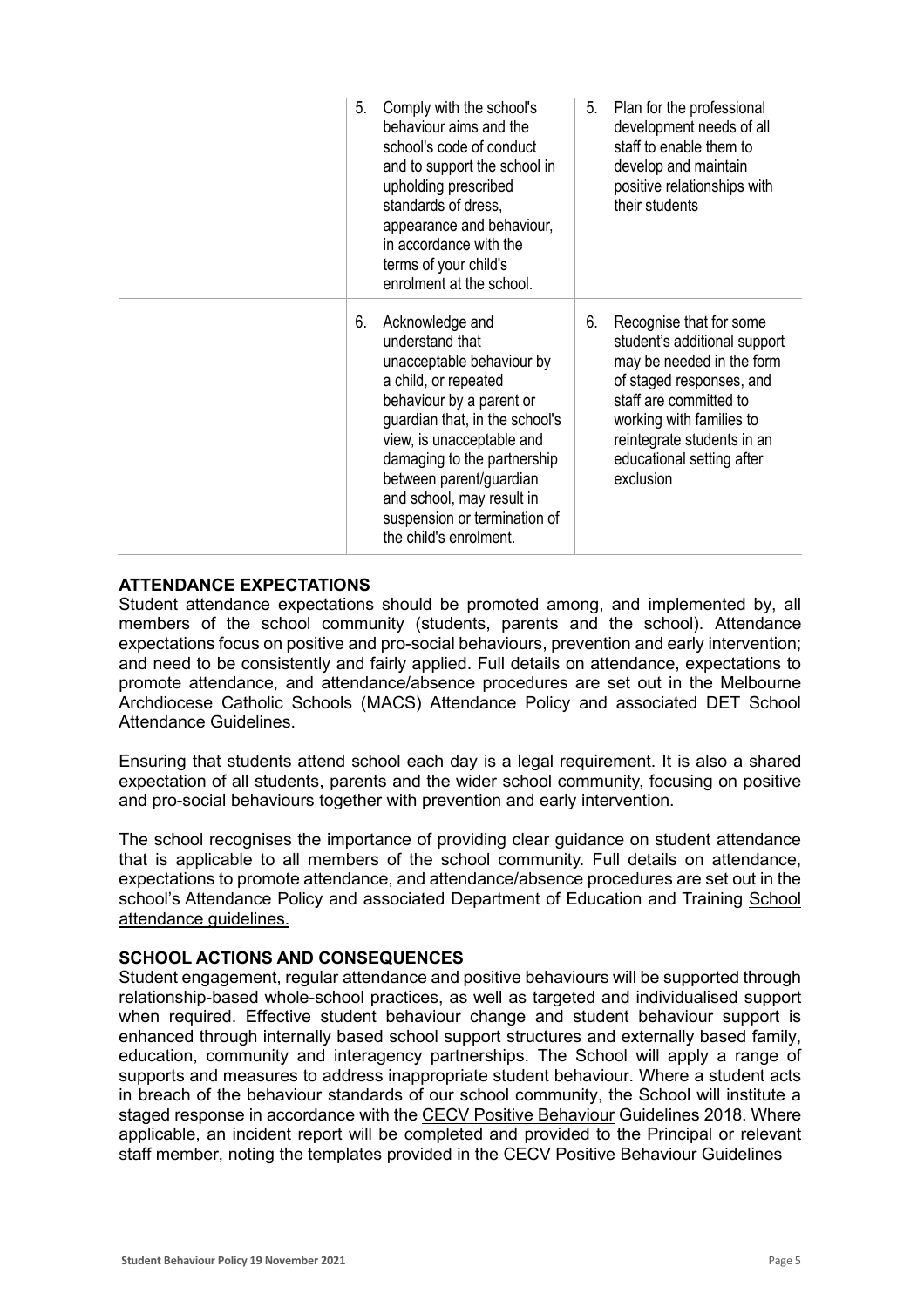| | | |
|---|---|---|
| | 5. Comply with the school's behaviour aims and the school's code of conduct and to support the school in upholding prescribed standards of dress, appearance and behaviour, in accordance with the terms of your child's enrolment at the school. | 5. Plan for the professional development needs of all staff to enable them to develop and maintain positive relationships with their students |
| | 6. Acknowledge and understand that unacceptable behaviour by a child, or repeated behaviour by a parent or guardian that, in the school's view, is unacceptable and damaging to the partnership between parent/guardian and school, may result in suspension or termination of the child's enrolment. | 6. Recognise that for some student's additional support may be needed in the form of staged responses, and staff are committed to working with families to reintegrate students in an educational setting after exclusion |

**ATTENDANCE EXPECTATIONS**

Student attendance expectations should be promoted among, and implemented by, all members of the school community (students, parents and the school). Attendance expectations focus on positive and pro-social behaviours, prevention and early intervention; and need to be consistently and fairly applied. Full details on attendance, expectations to promote attendance, and attendance/absence procedures are set out in the Melbourne Archdiocese Catholic Schools (MACS) Attendance Policy and associated DET School Attendance Guidelines.

Ensuring that students attend school each day is a legal requirement. It is also a shared expectation of all students, parents and the wider school community, focusing on positive and pro-social behaviours together with prevention and early intervention.

The school recognises the importance of providing clear guidance on student attendance that is applicable to all members of the school community. Full details on attendance, expectations to promote attendance, and attendance/absence procedures are set out in the school's Attendance Policy and associated Department of Education and Training School attendance guidelines.

**SCHOOL ACTIONS AND CONSEQUENCES**

Student engagement, regular attendance and positive behaviours will be supported through relationship-based whole-school practices, as well as targeted and individualised support when required. Effective student behaviour change and student behaviour support is enhanced through internally based school support structures and externally based family, education, community and interagency partnerships. The School will apply a range of supports and measures to address inappropriate student behaviour. Where a student acts in breach of the behaviour standards of our school community, the School will institute a staged response in accordance with the CECV Positive Behaviour Guidelines 2018. Where applicable, an incident report will be completed and provided to the Principal or relevant staff member, noting the templates provided in the CECV Positive Behaviour Guidelines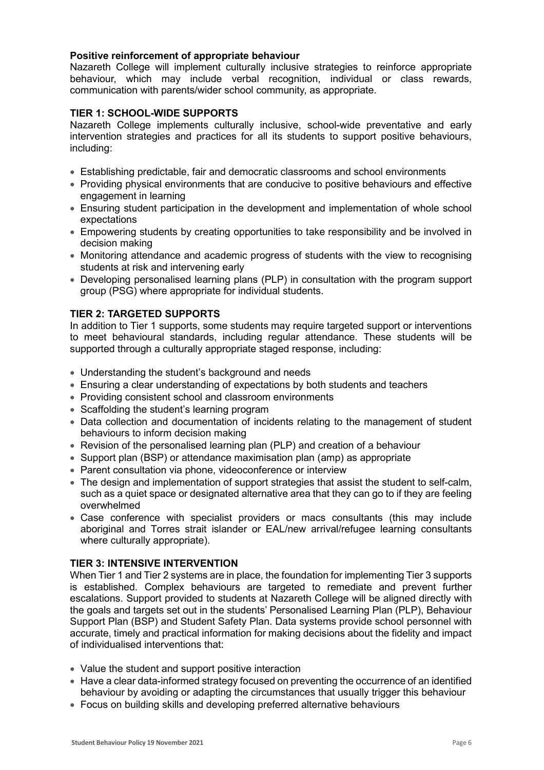**Positive reinforcement of appropriate behaviour**

Nazareth College will implement culturally inclusive strategies to reinforce appropriate behaviour, which may include verbal recognition, individual or class rewards, communication with parents/wider school community, as appropriate.

## TIER 1: SCHOOL-WIDE SUPPORTS

Nazareth College implements culturally inclusive, school-wide preventative and early intervention strategies and practices for all its students to support positive behaviours, including:

- Establishing predictable, fair and democratic classrooms and school environments
- Providing physical environments that are conducive to positive behaviours and effective engagement in learning
- Ensuring student participation in the development and implementation of whole school expectations
- Empowering students by creating opportunities to take responsibility and be involved in decision making
- Monitoring attendance and academic progress of students with the view to recognising students at risk and intervening early
- Developing personalised learning plans (PLP) in consultation with the program support group (PSG) where appropriate for individual students.

## TIER 2: TARGETED SUPPORTS

In addition to Tier 1 supports, some students may require targeted support or interventions to meet behavioural standards, including regular attendance. These students will be supported through a culturally appropriate staged response, including:

- Understanding the student's background and needs
- Ensuring a clear understanding of expectations by both students and teachers
- Providing consistent school and classroom environments
- Scaffolding the student's learning program
- Data collection and documentation of incidents relating to the management of student behaviours to inform decision making
- Revision of the personalised learning plan (PLP) and creation of a behaviour
- Support plan (BSP) or attendance maximisation plan (amp) as appropriate
- Parent consultation via phone, videoconference or interview
- The design and implementation of support strategies that assist the student to self-calm, such as a quiet space or designated alternative area that they can go to if they are feeling overwhelmed
- Case conference with specialist providers or macs consultants (this may include aboriginal and Torres strait islander or EAL/new arrival/refugee learning consultants where culturally appropriate).

## TIER 3: INTENSIVE INTERVENTION

When Tier 1 and Tier 2 systems are in place, the foundation for implementing Tier 3 supports is established. Complex behaviours are targeted to remediate and prevent further escalations. Support provided to students at Nazareth College will be aligned directly with the goals and targets set out in the students' Personalised Learning Plan (PLP), Behaviour Support Plan (BSP) and Student Safety Plan. Data systems provide school personnel with accurate, timely and practical information for making decisions about the fidelity and impact of individualised interventions that:

- Value the student and support positive interaction
- Have a clear data-informed strategy focused on preventing the occurrence of an identified behaviour by avoiding or adapting the circumstances that usually trigger this behaviour
- Focus on building skills and developing preferred alternative behaviours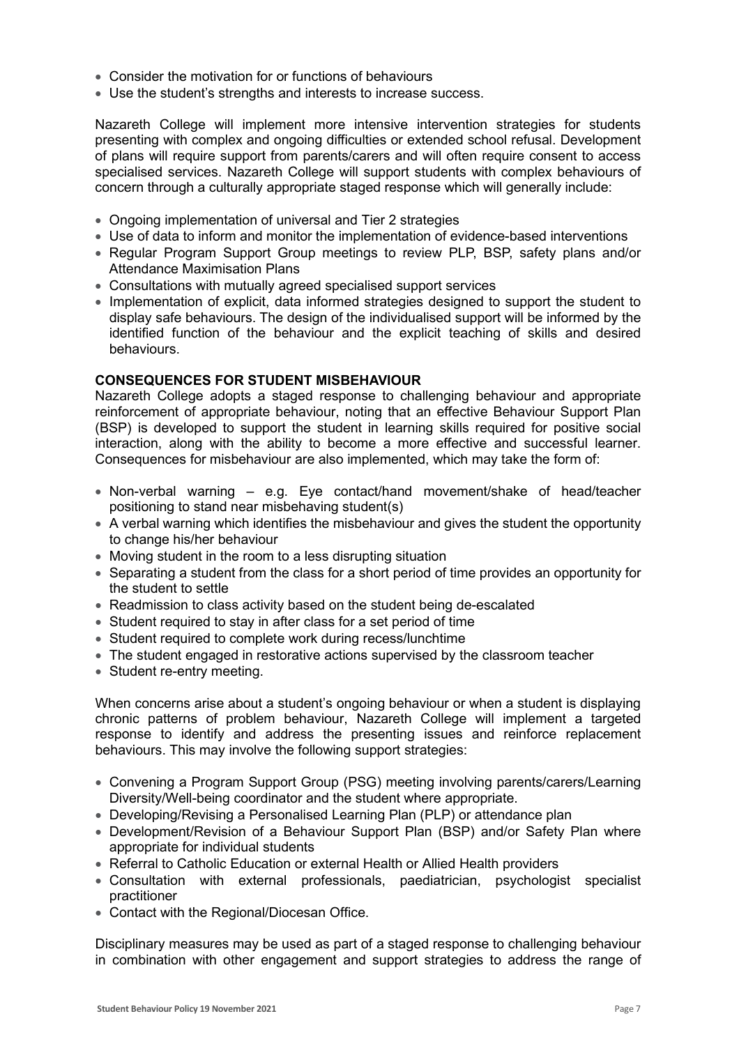- Consider the motivation for or functions of behaviours
- Use the student's strengths and interests to increase success.

Nazareth College will implement more intensive intervention strategies for students presenting with complex and ongoing difficulties or extended school refusal. Development of plans will require support from parents/carers and will often require consent to access specialised services. Nazareth College will support students with complex behaviours of concern through a culturally appropriate staged response which will generally include:

- Ongoing implementation of universal and Tier 2 strategies
- Use of data to inform and monitor the implementation of evidence-based interventions
- Regular Program Support Group meetings to review PLP, BSP, safety plans and/or Attendance Maximisation Plans
- Consultations with mutually agreed specialised support services
- Implementation of explicit, data informed strategies designed to support the student to display safe behaviours. The design of the individualised support will be informed by the identified function of the behaviour and the explicit teaching of skills and desired behaviours.

**CONSEQUENCES FOR STUDENT MISBEHAVIOUR**

Nazareth College adopts a staged response to challenging behaviour and appropriate reinforcement of appropriate behaviour, noting that an effective Behaviour Support Plan (BSP) is developed to support the student in learning skills required for positive social interaction, along with the ability to become a more effective and successful learner. Consequences for misbehaviour are also implemented, which may take the form of:

- Non-verbal warning – e.g. Eye contact/hand movement/shake of head/teacher positioning to stand near misbehaving student(s)
- A verbal warning which identifies the misbehaviour and gives the student the opportunity to change his/her behaviour
- Moving student in the room to a less disrupting situation
- Separating a student from the class for a short period of time provides an opportunity for the student to settle
- Readmission to class activity based on the student being de-escalated
- Student required to stay in after class for a set period of time
- Student required to complete work during recess/lunchtime
- The student engaged in restorative actions supervised by the classroom teacher
- Student re-entry meeting.

When concerns arise about a student's ongoing behaviour or when a student is displaying chronic patterns of problem behaviour, Nazareth College will implement a targeted response to identify and address the presenting issues and reinforce replacement behaviours. This may involve the following support strategies:

- Convening a Program Support Group (PSG) meeting involving parents/carers/Learning Diversity/Well-being coordinator and the student where appropriate.
- Developing/Revising a Personalised Learning Plan (PLP) or attendance plan
- Development/Revision of a Behaviour Support Plan (BSP) and/or Safety Plan where appropriate for individual students
- Referral to Catholic Education or external Health or Allied Health providers
- Consultation with external professionals, paediatrician, psychologist specialist practitioner
- Contact with the Regional/Diocesan Office.

Disciplinary measures may be used as part of a staged response to challenging behaviour in combination with other engagement and support strategies to address the range of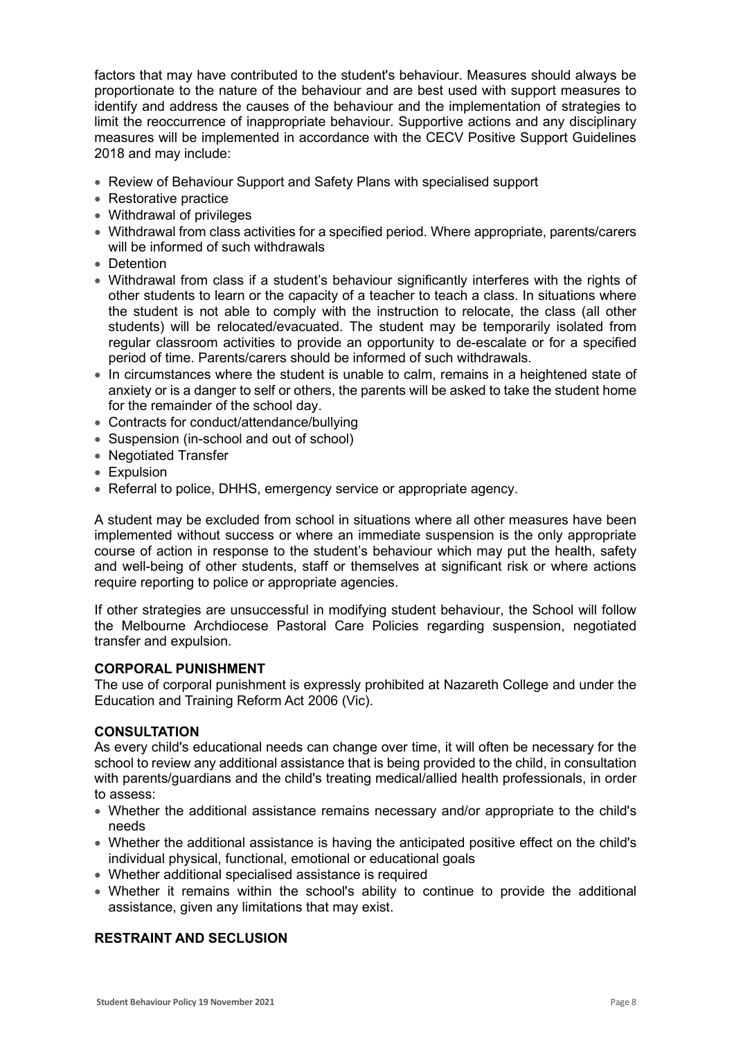factors that may have contributed to the student's behaviour. Measures should always be proportionate to the nature of the behaviour and are best used with support measures to identify and address the causes of the behaviour and the implementation of strategies to limit the reoccurrence of inappropriate behaviour. Supportive actions and any disciplinary measures will be implemented in accordance with the CECV Positive Support Guidelines 2018 and may include:

- Review of Behaviour Support and Safety Plans with specialised support
- Restorative practice
- Withdrawal of privileges
- Withdrawal from class activities for a specified period. Where appropriate, parents/carers will be informed of such withdrawals
- Detention
- Withdrawal from class if a student's behaviour significantly interferes with the rights of other students to learn or the capacity of a teacher to teach a class. In situations where the student is not able to comply with the instruction to relocate, the class (all other students) will be relocated/evacuated. The student may be temporarily isolated from regular classroom activities to provide an opportunity to de-escalate or for a specified period of time. Parents/carers should be informed of such withdrawals.
- In circumstances where the student is unable to calm, remains in a heightened state of anxiety or is a danger to self or others, the parents will be asked to take the student home for the remainder of the school day.
- Contracts for conduct/attendance/bullying
- Suspension (in-school and out of school)
- Negotiated Transfer
- Expulsion
- Referral to police, DHHS, emergency service or appropriate agency.

A student may be excluded from school in situations where all other measures have been implemented without success or where an immediate suspension is the only appropriate course of action in response to the student's behaviour which may put the health, safety and well-being of other students, staff or themselves at significant risk or where actions require reporting to police or appropriate agencies.

If other strategies are unsuccessful in modifying student behaviour, the School will follow the Melbourne Archdiocese Pastoral Care Policies regarding suspension, negotiated transfer and expulsion.

### CORPORAL PUNISHMENT

The use of corporal punishment is expressly prohibited at Nazareth College and under the Education and Training Reform Act 2006 (Vic).

### CONSULTATION

As every child's educational needs can change over time, it will often be necessary for the school to review any additional assistance that is being provided to the child, in consultation with parents/guardians and the child's treating medical/allied health professionals, in order to assess:

- Whether the additional assistance remains necessary and/or appropriate to the child's needs
- Whether the additional assistance is having the anticipated positive effect on the child's individual physical, functional, emotional or educational goals
- Whether additional specialised assistance is required
- Whether it remains within the school's ability to continue to provide the additional assistance, given any limitations that may exist.

### RESTRAINT AND SECLUSION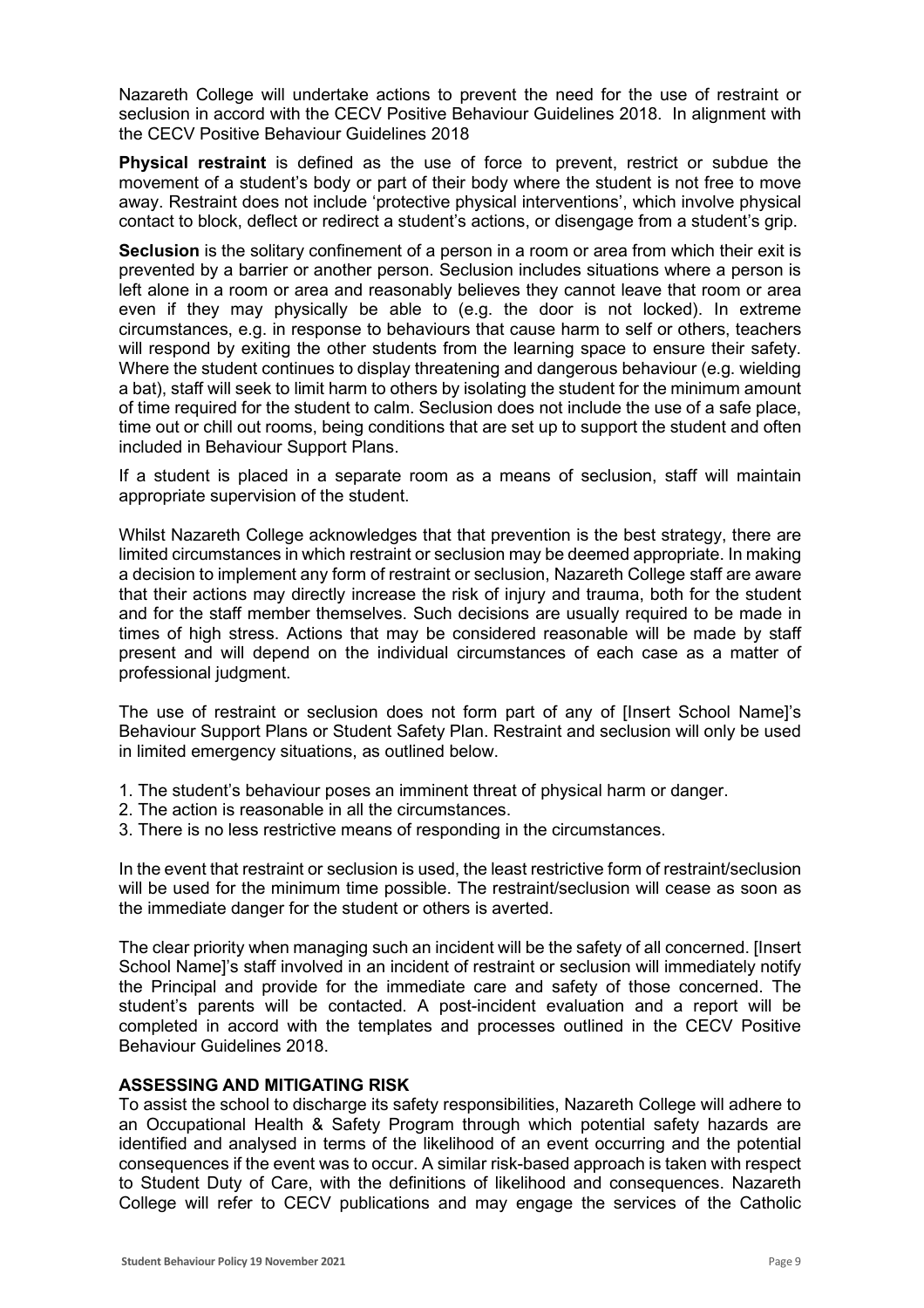Nazareth College will undertake actions to prevent the need for the use of restraint or seclusion in accord with the CECV Positive Behaviour Guidelines 2018. In alignment with the CECV Positive Behaviour Guidelines 2018

**Physical restraint** is defined as the use of force to prevent, restrict or subdue the movement of a student's body or part of their body where the student is not free to move away. Restraint does not include 'protective physical interventions', which involve physical contact to block, deflect or redirect a student's actions, or disengage from a student's grip.

**Seclusion** is the solitary confinement of a person in a room or area from which their exit is prevented by a barrier or another person. Seclusion includes situations where a person is left alone in a room or area and reasonably believes they cannot leave that room or area even if they may physically be able to (e.g. the door is not locked). In extreme circumstances, e.g. in response to behaviours that cause harm to self or others, teachers will respond by exiting the other students from the learning space to ensure their safety. Where the student continues to display threatening and dangerous behaviour (e.g. wielding a bat), staff will seek to limit harm to others by isolating the student for the minimum amount of time required for the student to calm. Seclusion does not include the use of a safe place, time out or chill out rooms, being conditions that are set up to support the student and often included in Behaviour Support Plans.

If a student is placed in a separate room as a means of seclusion, staff will maintain appropriate supervision of the student.

Whilst Nazareth College acknowledges that that prevention is the best strategy, there are limited circumstances in which restraint or seclusion may be deemed appropriate. In making a decision to implement any form of restraint or seclusion, Nazareth College staff are aware that their actions may directly increase the risk of injury and trauma, both for the student and for the staff member themselves. Such decisions are usually required to be made in times of high stress. Actions that may be considered reasonable will be made by staff present and will depend on the individual circumstances of each case as a matter of professional judgment.

The use of restraint or seclusion does not form part of any of [Insert School Name]'s Behaviour Support Plans or Student Safety Plan. Restraint and seclusion will only be used in limited emergency situations, as outlined below.

1. The student's behaviour poses an imminent threat of physical harm or danger.
2. The action is reasonable in all the circumstances.
3. There is no less restrictive means of responding in the circumstances.

In the event that restraint or seclusion is used, the least restrictive form of restraint/seclusion will be used for the minimum time possible. The restraint/seclusion will cease as soon as the immediate danger for the student or others is averted.

The clear priority when managing such an incident will be the safety of all concerned. [Insert School Name]'s staff involved in an incident of restraint or seclusion will immediately notify the Principal and provide for the immediate care and safety of those concerned. The student's parents will be contacted. A post-incident evaluation and a report will be completed in accord with the templates and processes outlined in the CECV Positive Behaviour Guidelines 2018.

**ASSESSING AND MITIGATING RISK**

To assist the school to discharge its safety responsibilities, Nazareth College will adhere to an Occupational Health & Safety Program through which potential safety hazards are identified and analysed in terms of the likelihood of an event occurring and the potential consequences if the event was to occur. A similar risk-based approach is taken with respect to Student Duty of Care, with the definitions of likelihood and consequences. Nazareth College will refer to CECV publications and may engage the services of the Catholic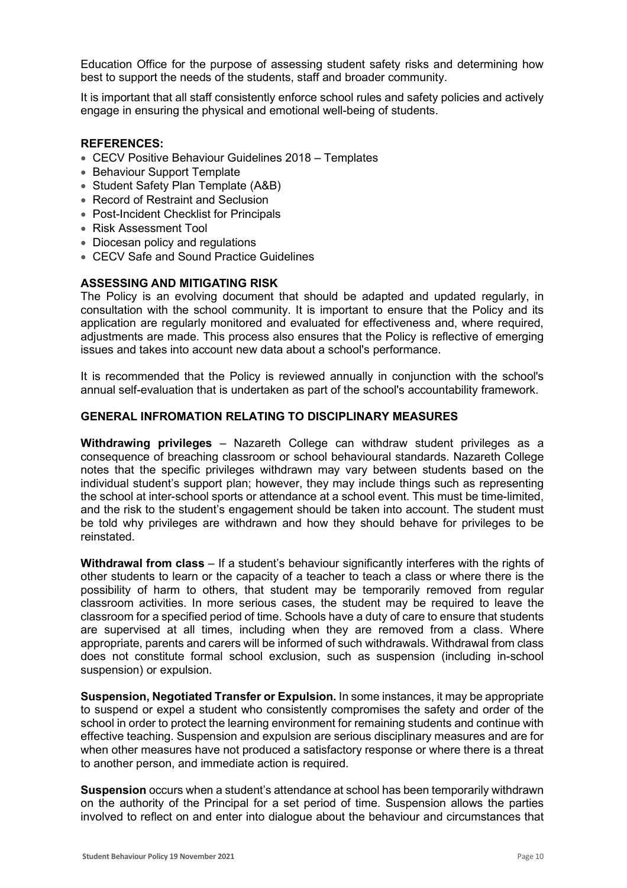Education Office for the purpose of assessing student safety risks and determining how best to support the needs of the students, staff and broader community.

It is important that all staff consistently enforce school rules and safety policies and actively engage in ensuring the physical and emotional well-being of students.

### REFERENCES:

- CECV Positive Behaviour Guidelines 2018 – Templates
- Behaviour Support Template
- Student Safety Plan Template (A&B)
- Record of Restraint and Seclusion
- Post-Incident Checklist for Principals
- Risk Assessment Tool
- Diocesan policy and regulations
- CECV Safe and Sound Practice Guidelines

### ASSESSING AND MITIGATING RISK

The Policy is an evolving document that should be adapted and updated regularly, in consultation with the school community. It is important to ensure that the Policy and its application are regularly monitored and evaluated for effectiveness and, where required, adjustments are made. This process also ensures that the Policy is reflective of emerging issues and takes into account new data about a school's performance.

It is recommended that the Policy is reviewed annually in conjunction with the school's annual self-evaluation that is undertaken as part of the school's accountability framework.

### GENERAL INFROMATION RELATING TO DISCIPLINARY MEASURES

**Withdrawing privileges** – Nazareth College can withdraw student privileges as a consequence of breaching classroom or school behavioural standards. Nazareth College notes that the specific privileges withdrawn may vary between students based on the individual student's support plan; however, they may include things such as representing the school at inter-school sports or attendance at a school event. This must be time-limited, and the risk to the student's engagement should be taken into account. The student must be told why privileges are withdrawn and how they should behave for privileges to be reinstated.

**Withdrawal from class** – If a student's behaviour significantly interferes with the rights of other students to learn or the capacity of a teacher to teach a class or where there is the possibility of harm to others, that student may be temporarily removed from regular classroom activities. In more serious cases, the student may be required to leave the classroom for a specified period of time. Schools have a duty of care to ensure that students are supervised at all times, including when they are removed from a class. Where appropriate, parents and carers will be informed of such withdrawals. Withdrawal from class does not constitute formal school exclusion, such as suspension (including in-school suspension) or expulsion.

**Suspension, Negotiated Transfer or Expulsion.** In some instances, it may be appropriate to suspend or expel a student who consistently compromises the safety and order of the school in order to protect the learning environment for remaining students and continue with effective teaching. Suspension and expulsion are serious disciplinary measures and are for when other measures have not produced a satisfactory response or where there is a threat to another person, and immediate action is required.

**Suspension** occurs when a student's attendance at school has been temporarily withdrawn on the authority of the Principal for a set period of time. Suspension allows the parties involved to reflect on and enter into dialogue about the behaviour and circumstances that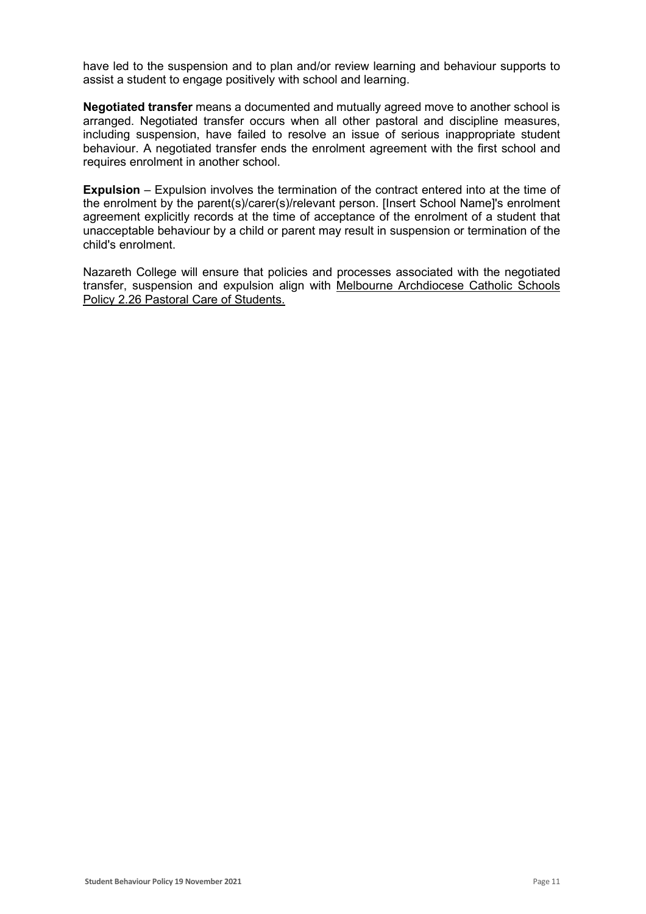have led to the suspension and to plan and/or review learning and behaviour supports to assist a student to engage positively with school and learning.

**Negotiated transfer** means a documented and mutually agreed move to another school is arranged. Negotiated transfer occurs when all other pastoral and discipline measures, including suspension, have failed to resolve an issue of serious inappropriate student behaviour. A negotiated transfer ends the enrolment agreement with the first school and requires enrolment in another school.

**Expulsion** – Expulsion involves the termination of the contract entered into at the time of the enrolment by the parent(s)/carer(s)/relevant person. [Insert School Name]'s enrolment agreement explicitly records at the time of acceptance of the enrolment of a student that unacceptable behaviour by a child or parent may result in suspension or termination of the child's enrolment.

Nazareth College will ensure that policies and processes associated with the negotiated transfer, suspension and expulsion align with Melbourne Archdiocese Catholic Schools Policy 2.26 Pastoral Care of Students.